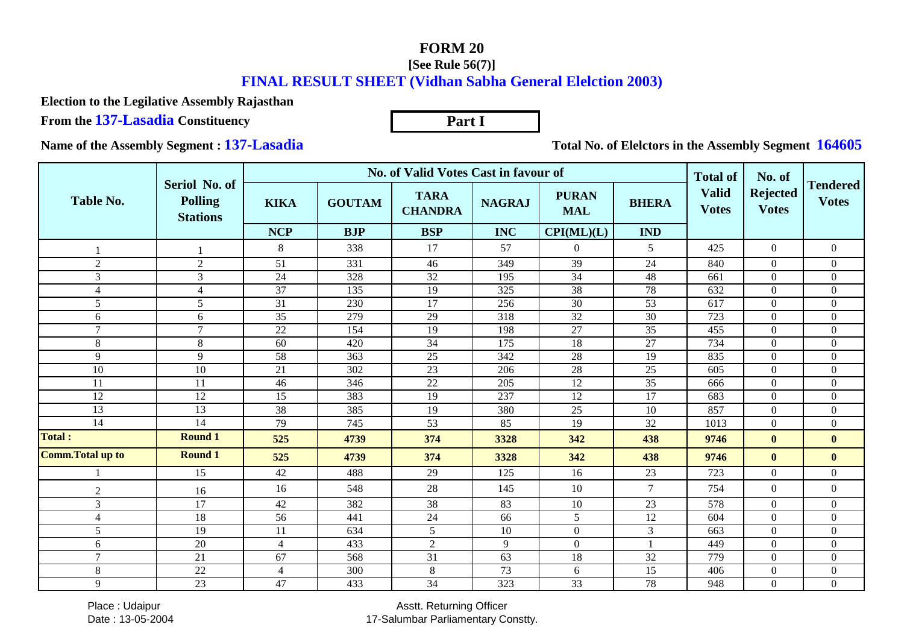# FORM 20

**[See Rule 56(7)]**

## FINAL RESULT SHEET (Vidhan Sabha General Elelction 2003)

**Election to the Legilative Assembly Rajasthan**

**From the 137-Lasadia Constituency**

**Part I**

**Name of the Assembly Segment : 137-Lasadia**

**Total No. of Elelctors in the Assembly Segment 164605**

| Table No. | Seriol No. of Polling Stations | No. of Valid Votes Cast in favour of | | | | | | Total of Valid Votes | No. of Rejected Votes | Tendered Votes |
|---|---|---|---|---|---|---|---|---|---|---|
| | | KIKA | GOUTAM | TARA CHANDRA | NAGRAJ | PURAN MAL | BHERA | | | |
| | | NCP | BJP | BSP | INC | CPI(ML)(L) | IND | | | |
| 1 | 1 | 8 | 338 | 17 | 57 | 0 | 5 | 425 | 0 | 0 |
| 2 | 2 | 51 | 331 | 46 | 349 | 39 | 24 | 840 | 0 | 0 |
| 3 | 3 | 24 | 328 | 32 | 195 | 34 | 48 | 661 | 0 | 0 |
| 4 | 4 | 37 | 135 | 19 | 325 | 38 | 78 | 632 | 0 | 0 |
| 5 | 5 | 31 | 230 | 17 | 256 | 30 | 53 | 617 | 0 | 0 |
| 6 | 6 | 35 | 279 | 29 | 318 | 32 | 30 | 723 | 0 | 0 |
| 7 | 7 | 22 | 154 | 19 | 198 | 27 | 35 | 455 | 0 | 0 |
| 8 | 8 | 60 | 420 | 34 | 175 | 18 | 27 | 734 | 0 | 0 |
| 9 | 9 | 58 | 363 | 25 | 342 | 28 | 19 | 835 | 0 | 0 |
| 10 | 10 | 21 | 302 | 23 | 206 | 28 | 25 | 605 | 0 | 0 |
| 11 | 11 | 46 | 346 | 22 | 205 | 12 | 35 | 666 | 0 | 0 |
| 12 | 12 | 15 | 383 | 19 | 237 | 12 | 17 | 683 | 0 | 0 |
| 13 | 13 | 38 | 385 | 19 | 380 | 25 | 10 | 857 | 0 | 0 |
| 14 | 14 | 79 | 745 | 53 | 85 | 19 | 32 | 1013 | 0 | 0 |
| **Total :** | **Round 1** | **525** | **4739** | **374** | **3328** | **342** | **438** | **9746** | **0** | **0** |
| **Comm.Total up to** | **Round 1** | **525** | **4739** | **374** | **3328** | **342** | **438** | **9746** | **0** | **0** |
| 1 | 15 | 42 | 488 | 29 | 125 | 16 | 23 | 723 | 0 | 0 |
| 2 | 16 | 16 | 548 | 28 | 145 | 10 | 7 | 754 | 0 | 0 |
| 3 | 17 | 42 | 382 | 38 | 83 | 10 | 23 | 578 | 0 | 0 |
| 4 | 18 | 56 | 441 | 24 | 66 | 5 | 12 | 604 | 0 | 0 |
| 5 | 19 | 11 | 634 | 5 | 10 | 0 | 3 | 663 | 0 | 0 |
| 6 | 20 | 4 | 433 | 2 | 9 | 0 | 1 | 449 | 0 | 0 |
| 7 | 21 | 67 | 568 | 31 | 63 | 18 | 32 | 779 | 0 | 0 |
| 8 | 22 | 4 | 300 | 8 | 73 | 6 | 15 | 406 | 0 | 0 |
| 9 | 23 | 47 | 433 | 34 | 323 | 33 | 78 | 948 | 0 | 0 |

Place : Udaipur

Date : 13-05-2004

Asstt. Returning Officer

17-Salumbar Parliamentary Constty.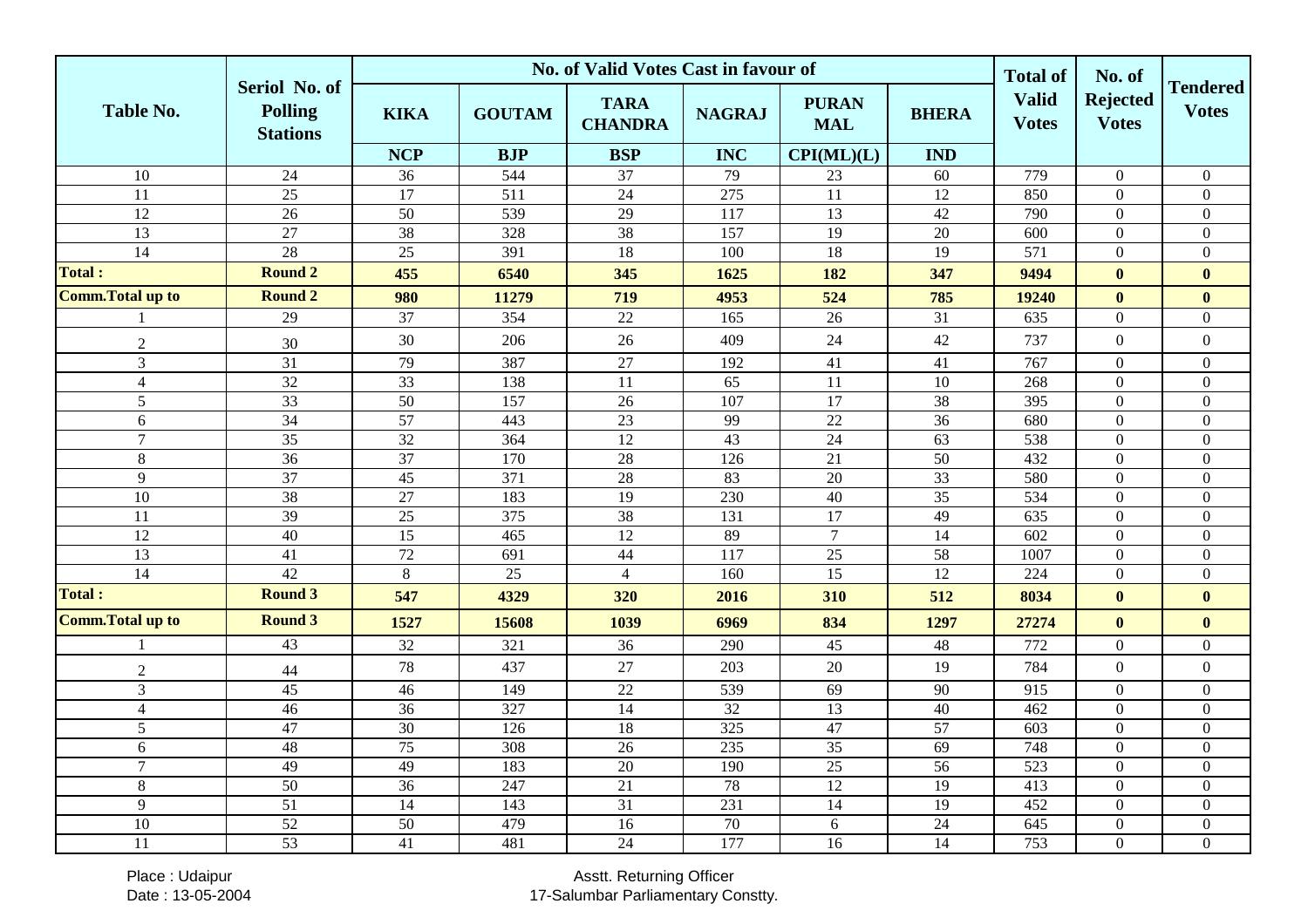| Table No. | Seriol No. of Polling Stations | No. of Valid Votes Cast in favour of | | | | | | Total of Valid Votes | No. of Rejected Votes | Tendered Votes |
|---|---|---|---|---|---|---|---|---|---|---|
| | | KIKA | GOUTAM | TARA CHANDRA | NAGRAJ | PURAN MAL | BHERA | | | |
| | | NCP | BJP | BSP | INC | CPI(ML)(L) | IND | | | |
| 10 | 24 | 36 | 544 | 37 | 79 | 23 | 60 | 779 | 0 | 0 |
| 11 | 25 | 17 | 511 | 24 | 275 | 11 | 12 | 850 | 0 | 0 |
| 12 | 26 | 50 | 539 | 29 | 117 | 13 | 42 | 790 | 0 | 0 |
| 13 | 27 | 38 | 328 | 38 | 157 | 19 | 20 | 600 | 0 | 0 |
| 14 | 28 | 25 | 391 | 18 | 100 | 18 | 19 | 571 | 0 | 0 |
| **Total :** | **Round 2** | **455** | **6540** | **345** | **1625** | **182** | **347** | **9494** | **0** | **0** |
| **Comm.Total up to** | **Round 2** | **980** | **11279** | **719** | **4953** | **524** | **785** | **19240** | **0** | **0** |
| 1 | 29 | 37 | 354 | 22 | 165 | 26 | 31 | 635 | 0 | 0 |
| 2 | 30 | 30 | 206 | 26 | 409 | 24 | 42 | 737 | 0 | 0 |
| 3 | 31 | 79 | 387 | 27 | 192 | 41 | 41 | 767 | 0 | 0 |
| 4 | 32 | 33 | 138 | 11 | 65 | 11 | 10 | 268 | 0 | 0 |
| 5 | 33 | 50 | 157 | 26 | 107 | 17 | 38 | 395 | 0 | 0 |
| 6 | 34 | 57 | 443 | 23 | 99 | 22 | 36 | 680 | 0 | 0 |
| 7 | 35 | 32 | 364 | 12 | 43 | 24 | 63 | 538 | 0 | 0 |
| 8 | 36 | 37 | 170 | 28 | 126 | 21 | 50 | 432 | 0 | 0 |
| 9 | 37 | 45 | 371 | 28 | 83 | 20 | 33 | 580 | 0 | 0 |
| 10 | 38 | 27 | 183 | 19 | 230 | 40 | 35 | 534 | 0 | 0 |
| 11 | 39 | 25 | 375 | 38 | 131 | 17 | 49 | 635 | 0 | 0 |
| 12 | 40 | 15 | 465 | 12 | 89 | 7 | 14 | 602 | 0 | 0 |
| 13 | 41 | 72 | 691 | 44 | 117 | 25 | 58 | 1007 | 0 | 0 |
| 14 | 42 | 8 | 25 | 4 | 160 | 15 | 12 | 224 | 0 | 0 |
| **Total :** | **Round 3** | **547** | **4329** | **320** | **2016** | **310** | **512** | **8034** | **0** | **0** |
| **Comm.Total up to** | **Round 3** | **1527** | **15608** | **1039** | **6969** | **834** | **1297** | **27274** | **0** | **0** |
| 1 | 43 | 32 | 321 | 36 | 290 | 45 | 48 | 772 | 0 | 0 |
| 2 | 44 | 78 | 437 | 27 | 203 | 20 | 19 | 784 | 0 | 0 |
| 3 | 45 | 46 | 149 | 22 | 539 | 69 | 90 | 915 | 0 | 0 |
| 4 | 46 | 36 | 327 | 14 | 32 | 13 | 40 | 462 | 0 | 0 |
| 5 | 47 | 30 | 126 | 18 | 325 | 47 | 57 | 603 | 0 | 0 |
| 6 | 48 | 75 | 308 | 26 | 235 | 35 | 69 | 748 | 0 | 0 |
| 7 | 49 | 49 | 183 | 20 | 190 | 25 | 56 | 523 | 0 | 0 |
| 8 | 50 | 36 | 247 | 21 | 78 | 12 | 19 | 413 | 0 | 0 |
| 9 | 51 | 14 | 143 | 31 | 231 | 14 | 19 | 452 | 0 | 0 |
| 10 | 52 | 50 | 479 | 16 | 70 | 6 | 24 | 645 | 0 | 0 |
| 11 | 53 | 41 | 481 | 24 | 177 | 16 | 14 | 753 | 0 | 0 |

Place : Udaipur
Date : 13-05-2004

Asstt. Returning Officer
17-Salumbar Parliamentary Constty.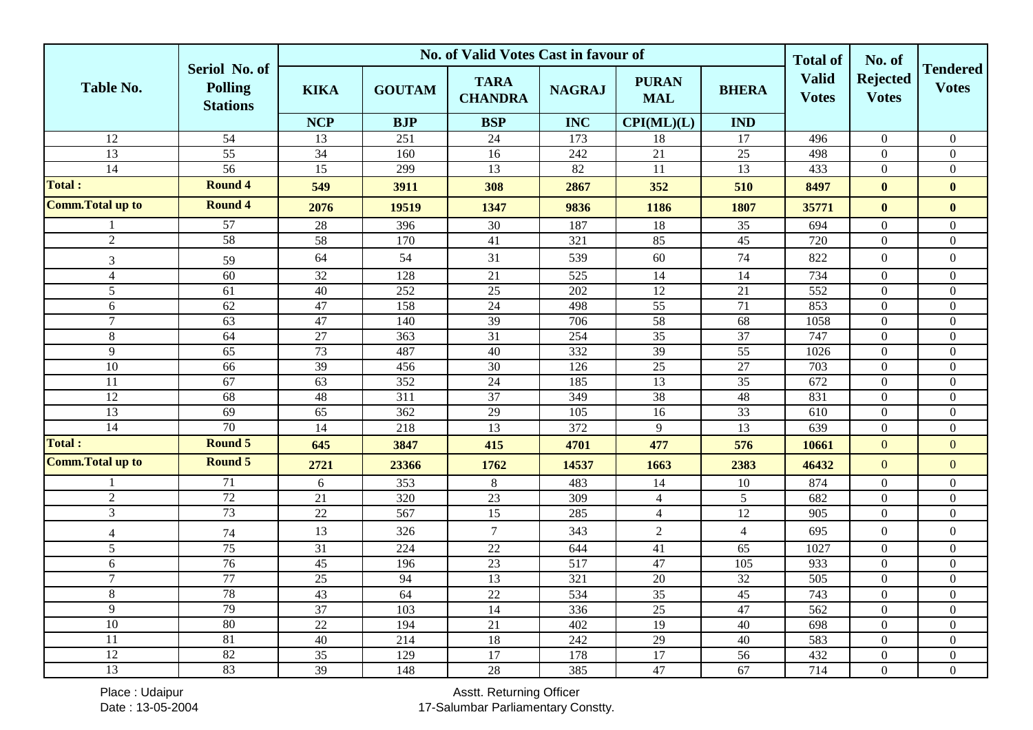| Table No. | Seriol No. of Polling Stations | No. of Valid Votes Cast in favour of | | | | | | Total of Valid Votes | No. of Rejected Votes | Tendered Votes |
|---|---|---|---|---|---|---|---|---|---|---|
| | | KIKA | GOUTAM | TARA CHANDRA | NAGRAJ | PURAN MAL | BHERA | | | |
| | | NCP | BJP | BSP | INC | CPI(ML)(L) | IND | | | |
| 12 | 54 | 13 | 251 | 24 | 173 | 18 | 17 | 496 | 0 | 0 |
| 13 | 55 | 34 | 160 | 16 | 242 | 21 | 25 | 498 | 0 | 0 |
| 14 | 56 | 15 | 299 | 13 | 82 | 11 | 13 | 433 | 0 | 0 |
| **Total :** | **Round 4** | **549** | **3911** | **308** | **2867** | **352** | **510** | **8497** | **0** | **0** |
| **Comm.Total up to** | **Round 4** | **2076** | **19519** | **1347** | **9836** | **1186** | **1807** | **35771** | **0** | **0** |
| 1 | 57 | 28 | 396 | 30 | 187 | 18 | 35 | 694 | 0 | 0 |
| 2 | 58 | 58 | 170 | 41 | 321 | 85 | 45 | 720 | 0 | 0 |
| 3 | 59 | 64 | 54 | 31 | 539 | 60 | 74 | 822 | 0 | 0 |
| 4 | 60 | 32 | 128 | 21 | 525 | 14 | 14 | 734 | 0 | 0 |
| 5 | 61 | 40 | 252 | 25 | 202 | 12 | 21 | 552 | 0 | 0 |
| 6 | 62 | 47 | 158 | 24 | 498 | 55 | 71 | 853 | 0 | 0 |
| 7 | 63 | 47 | 140 | 39 | 706 | 58 | 68 | 1058 | 0 | 0 |
| 8 | 64 | 27 | 363 | 31 | 254 | 35 | 37 | 747 | 0 | 0 |
| 9 | 65 | 73 | 487 | 40 | 332 | 39 | 55 | 1026 | 0 | 0 |
| 10 | 66 | 39 | 456 | 30 | 126 | 25 | 27 | 703 | 0 | 0 |
| 11 | 67 | 63 | 352 | 24 | 185 | 13 | 35 | 672 | 0 | 0 |
| 12 | 68 | 48 | 311 | 37 | 349 | 38 | 48 | 831 | 0 | 0 |
| 13 | 69 | 65 | 362 | 29 | 105 | 16 | 33 | 610 | 0 | 0 |
| 14 | 70 | 14 | 218 | 13 | 372 | 9 | 13 | 639 | 0 | 0 |
| **Total :** | **Round 5** | **645** | **3847** | **415** | **4701** | **477** | **576** | **10661** | 0 | 0 |
| **Comm.Total up to** | **Round 5** | **2721** | **23366** | **1762** | **14537** | **1663** | **2383** | **46432** | 0 | 0 |
| 1 | 71 | 6 | 353 | 8 | 483 | 14 | 10 | 874 | 0 | 0 |
| 2 | 72 | 21 | 320 | 23 | 309 | 4 | 5 | 682 | 0 | 0 |
| 3 | 73 | 22 | 567 | 15 | 285 | 4 | 12 | 905 | 0 | 0 |
| 4 | 74 | 13 | 326 | 7 | 343 | 2 | 4 | 695 | 0 | 0 |
| 5 | 75 | 31 | 224 | 22 | 644 | 41 | 65 | 1027 | 0 | 0 |
| 6 | 76 | 45 | 196 | 23 | 517 | 47 | 105 | 933 | 0 | 0 |
| 7 | 77 | 25 | 94 | 13 | 321 | 20 | 32 | 505 | 0 | 0 |
| 8 | 78 | 43 | 64 | 22 | 534 | 35 | 45 | 743 | 0 | 0 |
| 9 | 79 | 37 | 103 | 14 | 336 | 25 | 47 | 562 | 0 | 0 |
| 10 | 80 | 22 | 194 | 21 | 402 | 19 | 40 | 698 | 0 | 0 |
| 11 | 81 | 40 | 214 | 18 | 242 | 29 | 40 | 583 | 0 | 0 |
| 12 | 82 | 35 | 129 | 17 | 178 | 17 | 56 | 432 | 0 | 0 |
| 13 | 83 | 39 | 148 | 28 | 385 | 47 | 67 | 714 | 0 | 0 |

Place : Udaipur
Date : 13-05-2004

Asstt. Returning Officer
17-Salumbar Parliamentary Constty.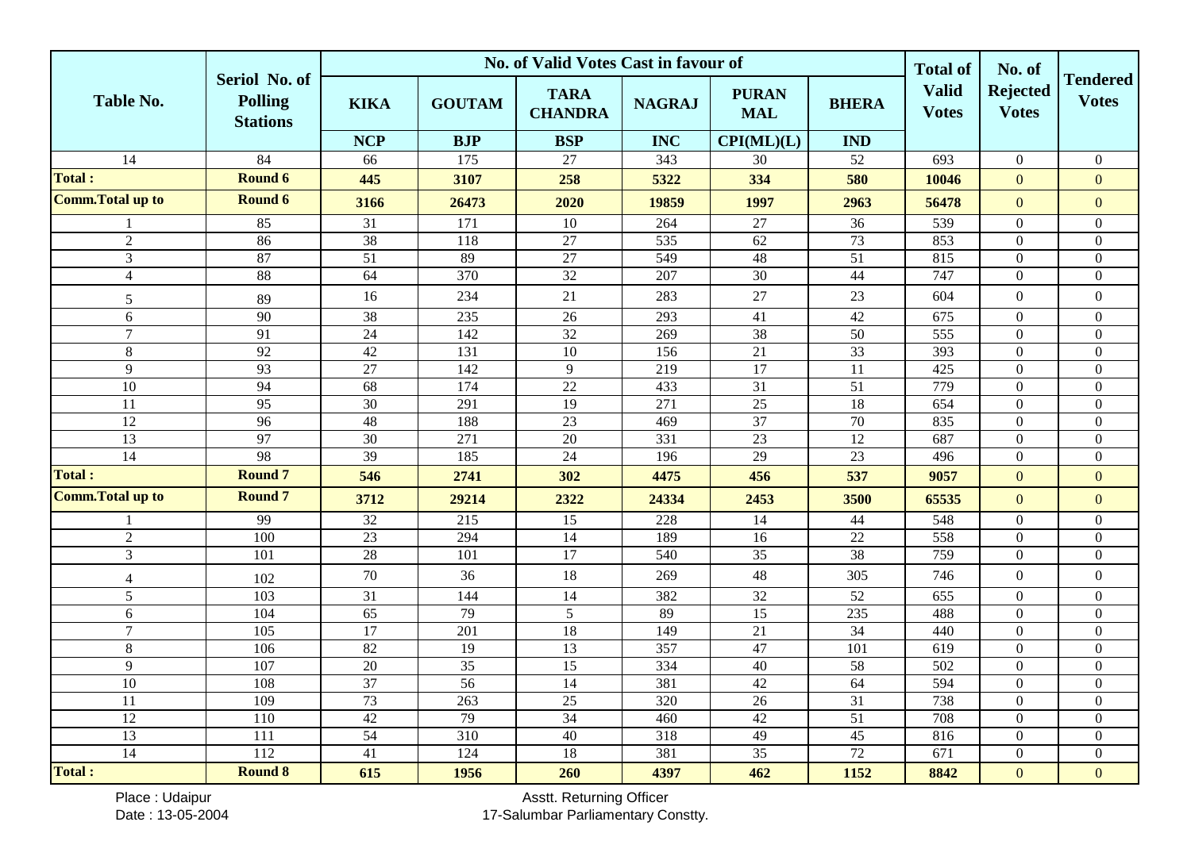| Table No. | Seriol No. of Polling Stations | No. of Valid Votes Cast in favour of | | | | | | Total of Valid Votes | No. of Rejected Votes | Tendered Votes |
|---|---|---|---|---|---|---|---|---|---|---|
| | | KIKA | GOUTAM | TARA CHANDRA | NAGRAJ | PURAN MAL | BHERA | | | |
| | | NCP | BJP | BSP | INC | CPI(ML)(L) | IND | | | |
| 14 | 84 | 66 | 175 | 27 | 343 | 30 | 52 | 693 | 0 | 0 |
| **Total :** | **Round 6** | **445** | **3107** | **258** | **5322** | **334** | **580** | **10046** | 0 | 0 |
| **Comm.Total up to** | **Round 6** | **3166** | **26473** | **2020** | **19859** | **1997** | **2963** | **56478** | 0 | 0 |
| 1 | 85 | 31 | 171 | 10 | 264 | 27 | 36 | 539 | 0 | 0 |
| 2 | 86 | 38 | 118 | 27 | 535 | 62 | 73 | 853 | 0 | 0 |
| 3 | 87 | 51 | 89 | 27 | 549 | 48 | 51 | 815 | 0 | 0 |
| 4 | 88 | 64 | 370 | 32 | 207 | 30 | 44 | 747 | 0 | 0 |
| 5 | 89 | 16 | 234 | 21 | 283 | 27 | 23 | 604 | 0 | 0 |
| 6 | 90 | 38 | 235 | 26 | 293 | 41 | 42 | 675 | 0 | 0 |
| 7 | 91 | 24 | 142 | 32 | 269 | 38 | 50 | 555 | 0 | 0 |
| 8 | 92 | 42 | 131 | 10 | 156 | 21 | 33 | 393 | 0 | 0 |
| 9 | 93 | 27 | 142 | 9 | 219 | 17 | 11 | 425 | 0 | 0 |
| 10 | 94 | 68 | 174 | 22 | 433 | 31 | 51 | 779 | 0 | 0 |
| 11 | 95 | 30 | 291 | 19 | 271 | 25 | 18 | 654 | 0 | 0 |
| 12 | 96 | 48 | 188 | 23 | 469 | 37 | 70 | 835 | 0 | 0 |
| 13 | 97 | 30 | 271 | 20 | 331 | 23 | 12 | 687 | 0 | 0 |
| 14 | 98 | 39 | 185 | 24 | 196 | 29 | 23 | 496 | 0 | 0 |
| **Total :** | **Round 7** | **546** | **2741** | **302** | **4475** | **456** | **537** | **9057** | 0 | 0 |
| **Comm.Total up to** | **Round 7** | **3712** | **29214** | **2322** | **24334** | **2453** | **3500** | **65535** | 0 | 0 |
| 1 | 99 | 32 | 215 | 15 | 228 | 14 | 44 | 548 | 0 | 0 |
| 2 | 100 | 23 | 294 | 14 | 189 | 16 | 22 | 558 | 0 | 0 |
| 3 | 101 | 28 | 101 | 17 | 540 | 35 | 38 | 759 | 0 | 0 |
| 4 | 102 | 70 | 36 | 18 | 269 | 48 | 305 | 746 | 0 | 0 |
| 5 | 103 | 31 | 144 | 14 | 382 | 32 | 52 | 655 | 0 | 0 |
| 6 | 104 | 65 | 79 | 5 | 89 | 15 | 235 | 488 | 0 | 0 |
| 7 | 105 | 17 | 201 | 18 | 149 | 21 | 34 | 440 | 0 | 0 |
| 8 | 106 | 82 | 19 | 13 | 357 | 47 | 101 | 619 | 0 | 0 |
| 9 | 107 | 20 | 35 | 15 | 334 | 40 | 58 | 502 | 0 | 0 |
| 10 | 108 | 37 | 56 | 14 | 381 | 42 | 64 | 594 | 0 | 0 |
| 11 | 109 | 73 | 263 | 25 | 320 | 26 | 31 | 738 | 0 | 0 |
| 12 | 110 | 42 | 79 | 34 | 460 | 42 | 51 | 708 | 0 | 0 |
| 13 | 111 | 54 | 310 | 40 | 318 | 49 | 45 | 816 | 0 | 0 |
| 14 | 112 | 41 | 124 | 18 | 381 | 35 | 72 | 671 | 0 | 0 |
| **Total :** | **Round 8** | **615** | **1956** | **260** | **4397** | **462** | **1152** | **8842** | 0 | 0 |

Place : Udaipur
Date : 13-05-2004

Asstt. Returning Officer
17-Salumbar Parliamentary Constty.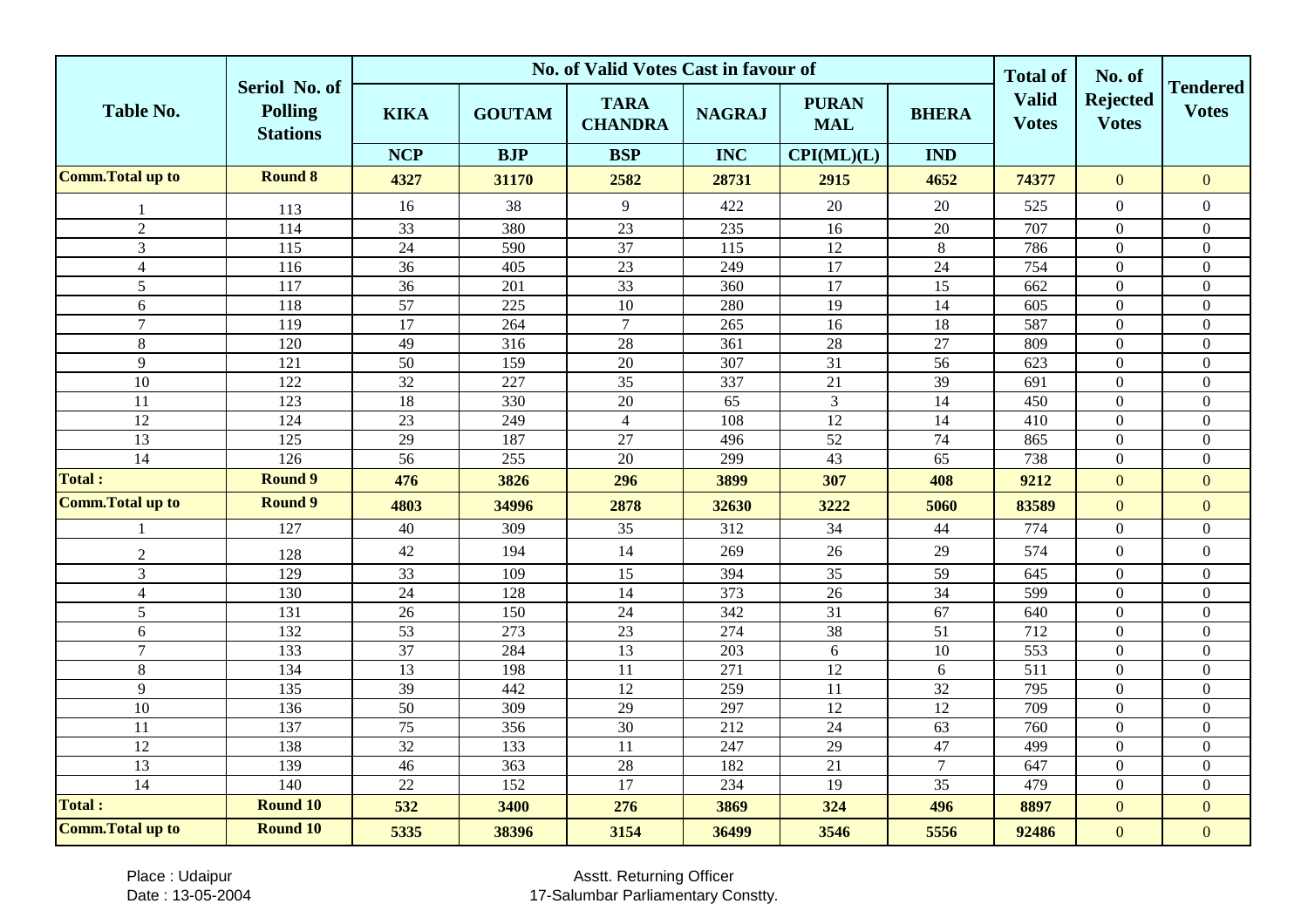| Table No. | Seriol No. of Polling Stations | No. of Valid Votes Cast in favour of | | | | | | Total of Valid Votes | No. of Rejected Votes | Tendered Votes |
|---|---|---|---|---|---|---|---|---|---|---|
| | | KIKA | GOUTAM | TARA CHANDRA | NAGRAJ | PURAN MAL | BHERA | | | |
| | | NCP | BJP | BSP | INC | CPI(ML)(L) | IND | | | |
| **Comm.Total up to** | **Round 8** | **4327** | **31170** | **2582** | **28731** | **2915** | **4652** | **74377** | 0 | 0 |
| 1 | 113 | 16 | 38 | 9 | 422 | 20 | 20 | 525 | 0 | 0 |
| 2 | 114 | 33 | 380 | 23 | 235 | 16 | 20 | 707 | 0 | 0 |
| 3 | 115 | 24 | 590 | 37 | 115 | 12 | 8 | 786 | 0 | 0 |
| 4 | 116 | 36 | 405 | 23 | 249 | 17 | 24 | 754 | 0 | 0 |
| 5 | 117 | 36 | 201 | 33 | 360 | 17 | 15 | 662 | 0 | 0 |
| 6 | 118 | 57 | 225 | 10 | 280 | 19 | 14 | 605 | 0 | 0 |
| 7 | 119 | 17 | 264 | 7 | 265 | 16 | 18 | 587 | 0 | 0 |
| 8 | 120 | 49 | 316 | 28 | 361 | 28 | 27 | 809 | 0 | 0 |
| 9 | 121 | 50 | 159 | 20 | 307 | 31 | 56 | 623 | 0 | 0 |
| 10 | 122 | 32 | 227 | 35 | 337 | 21 | 39 | 691 | 0 | 0 |
| 11 | 123 | 18 | 330 | 20 | 65 | 3 | 14 | 450 | 0 | 0 |
| 12 | 124 | 23 | 249 | 4 | 108 | 12 | 14 | 410 | 0 | 0 |
| 13 | 125 | 29 | 187 | 27 | 496 | 52 | 74 | 865 | 0 | 0 |
| 14 | 126 | 56 | 255 | 20 | 299 | 43 | 65 | 738 | 0 | 0 |
| **Total :** | **Round 9** | **476** | **3826** | **296** | **3899** | **307** | **408** | **9212** | 0 | 0 |
| **Comm.Total up to** | **Round 9** | **4803** | **34996** | **2878** | **32630** | **3222** | **5060** | **83589** | 0 | 0 |
| 1 | 127 | 40 | 309 | 35 | 312 | 34 | 44 | 774 | 0 | 0 |
| 2 | 128 | 42 | 194 | 14 | 269 | 26 | 29 | 574 | 0 | 0 |
| 3 | 129 | 33 | 109 | 15 | 394 | 35 | 59 | 645 | 0 | 0 |
| 4 | 130 | 24 | 128 | 14 | 373 | 26 | 34 | 599 | 0 | 0 |
| 5 | 131 | 26 | 150 | 24 | 342 | 31 | 67 | 640 | 0 | 0 |
| 6 | 132 | 53 | 273 | 23 | 274 | 38 | 51 | 712 | 0 | 0 |
| 7 | 133 | 37 | 284 | 13 | 203 | 6 | 10 | 553 | 0 | 0 |
| 8 | 134 | 13 | 198 | 11 | 271 | 12 | 6 | 511 | 0 | 0 |
| 9 | 135 | 39 | 442 | 12 | 259 | 11 | 32 | 795 | 0 | 0 |
| 10 | 136 | 50 | 309 | 29 | 297 | 12 | 12 | 709 | 0 | 0 |
| 11 | 137 | 75 | 356 | 30 | 212 | 24 | 63 | 760 | 0 | 0 |
| 12 | 138 | 32 | 133 | 11 | 247 | 29 | 47 | 499 | 0 | 0 |
| 13 | 139 | 46 | 363 | 28 | 182 | 21 | 7 | 647 | 0 | 0 |
| 14 | 140 | 22 | 152 | 17 | 234 | 19 | 35 | 479 | 0 | 0 |
| **Total :** | **Round 10** | **532** | **3400** | **276** | **3869** | **324** | **496** | **8897** | 0 | 0 |
| **Comm.Total up to** | **Round 10** | **5335** | **38396** | **3154** | **36499** | **3546** | **5556** | **92486** | 0 | 0 |

Place : Udaipur
Date : 13-05-2004

Asstt. Returning Officer
17-Salumbar Parliamentary Constty.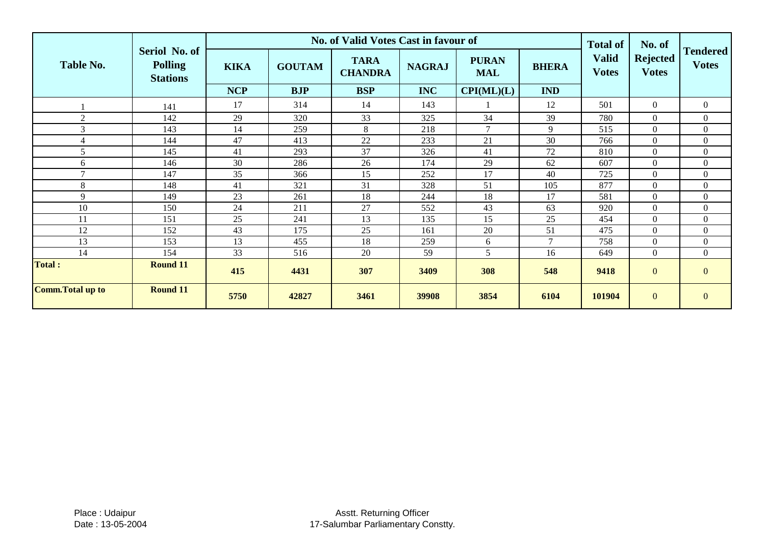| Table No. | Seriol No. of Polling Stations | No. of Valid Votes Cast in favour of | | | | | | Total of Valid Votes | No. of Rejected Votes | Tendered Votes |
|---|---|---|---|---|---|---|---|---|---|---|
| | | KIKA | GOUTAM | TARA CHANDRA | NAGRAJ | PURAN MAL | BHERA | | | |
| | | NCP | BJP | BSP | INC | CPI(ML)(L) | IND | | | |
| 1 | 141 | 17 | 314 | 14 | 143 | 1 | 12 | 501 | 0 | 0 |
| 2 | 142 | 29 | 320 | 33 | 325 | 34 | 39 | 780 | 0 | 0 |
| 3 | 143 | 14 | 259 | 8 | 218 | 7 | 9 | 515 | 0 | 0 |
| 4 | 144 | 47 | 413 | 22 | 233 | 21 | 30 | 766 | 0 | 0 |
| 5 | 145 | 41 | 293 | 37 | 326 | 41 | 72 | 810 | 0 | 0 |
| 6 | 146 | 30 | 286 | 26 | 174 | 29 | 62 | 607 | 0 | 0 |
| 7 | 147 | 35 | 366 | 15 | 252 | 17 | 40 | 725 | 0 | 0 |
| 8 | 148 | 41 | 321 | 31 | 328 | 51 | 105 | 877 | 0 | 0 |
| 9 | 149 | 23 | 261 | 18 | 244 | 18 | 17 | 581 | 0 | 0 |
| 10 | 150 | 24 | 211 | 27 | 552 | 43 | 63 | 920 | 0 | 0 |
| 11 | 151 | 25 | 241 | 13 | 135 | 15 | 25 | 454 | 0 | 0 |
| 12 | 152 | 43 | 175 | 25 | 161 | 20 | 51 | 475 | 0 | 0 |
| 13 | 153 | 13 | 455 | 18 | 259 | 6 | 7 | 758 | 0 | 0 |
| 14 | 154 | 33 | 516 | 20 | 59 | 5 | 16 | 649 | 0 | 0 |
| **Total :** | **Round 11** | **415** | **4431** | **307** | **3409** | **308** | **548** | **9418** | 0 | 0 |
| **Comm.Total up to** | **Round 11** | **5750** | **42827** | **3461** | **39908** | **3854** | **6104** | **101904** | 0 | 0 |

Place : Udaipur
Date : 13-05-2004

Asstt. Returning Officer
17-Salumbar Parliamentary Constty.